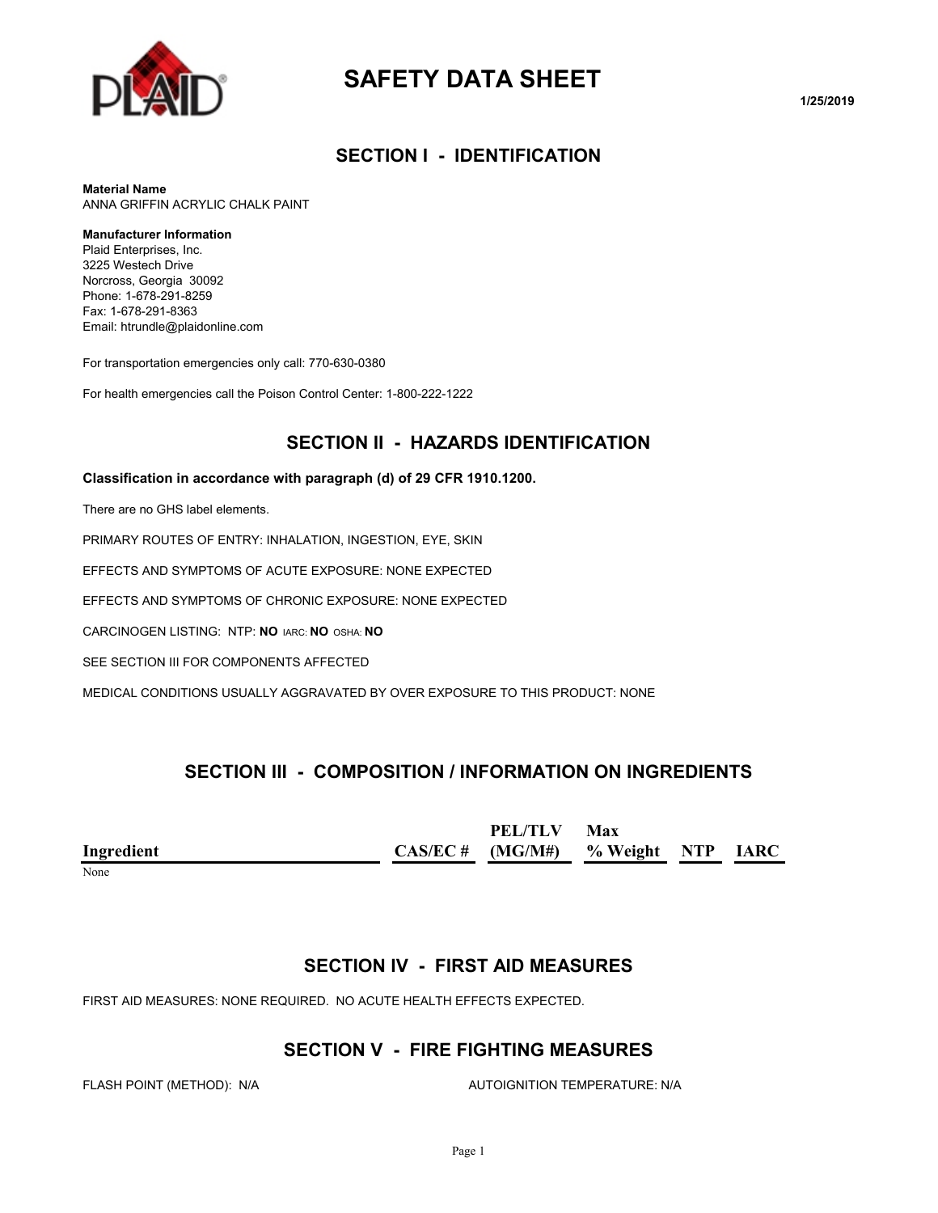# SAFETY DATA SHEET

1/25/2019

## SECTION I - IDENTIFICATION

**Material Name**
ANNA GRIFFIN ACRYLIC CHALK PAINT

**Manufacturer Information**
Plaid Enterprises, Inc.
3225 Westech Drive
Norcross, Georgia 30092
Phone: 1-678-291-8259
Fax: 1-678-291-8363
Email: htrundle@plaidonline.com

For transportation emergencies only call: 770-630-0380

For health emergencies call the Poison Control Center: 1-800-222-1222

## SECTION II - HAZARDS IDENTIFICATION

**Classification in accordance with paragraph (d) of 29 CFR 1910.1200.**

There are no GHS label elements.

PRIMARY ROUTES OF ENTRY: INHALATION, INGESTION, EYE, SKIN

EFFECTS AND SYMPTOMS OF ACUTE EXPOSURE: NONE EXPECTED

EFFECTS AND SYMPTOMS OF CHRONIC EXPOSURE: NONE EXPECTED

CARCINOGEN LISTING: NTP: **NO** IARC: **NO** OSHA: **NO**

SEE SECTION III FOR COMPONENTS AFFECTED

MEDICAL CONDITIONS USUALLY AGGRAVATED BY OVER EXPOSURE TO THIS PRODUCT: NONE

## SECTION III - COMPOSITION / INFORMATION ON INGREDIENTS

| Ingredient | CAS/EC # | PEL/TLV (MG/M#) | Max % Weight | NTP | IARC |
|---|---|---|---|---|---|
| None | | | | | |

## SECTION IV - FIRST AID MEASURES

FIRST AID MEASURES: NONE REQUIRED. NO ACUTE HEALTH EFFECTS EXPECTED.

## SECTION V - FIRE FIGHTING MEASURES

FLASH POINT (METHOD): N/A

AUTOIGNITION TEMPERATURE: N/A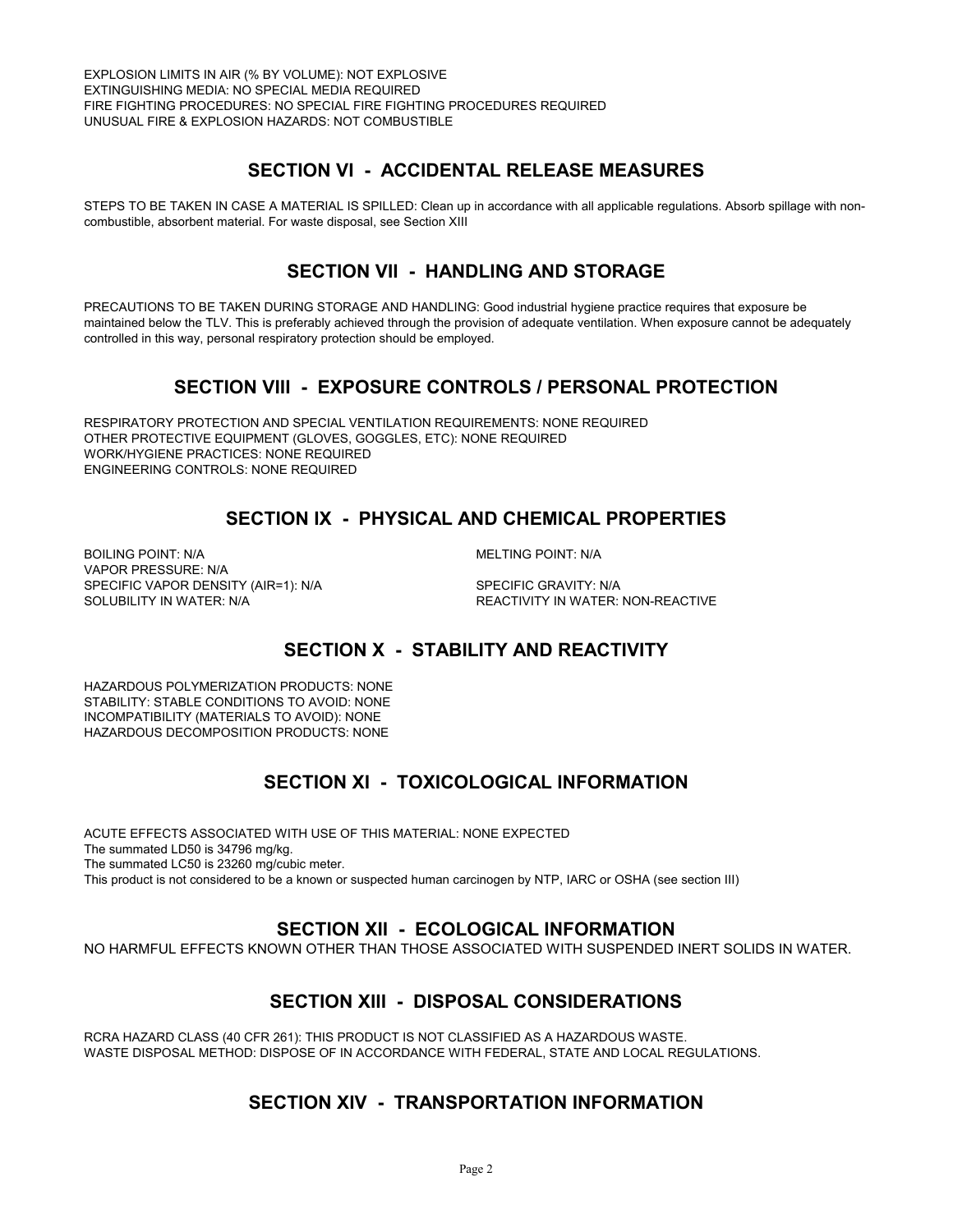EXPLOSION LIMITS IN AIR (% BY VOLUME): NOT EXPLOSIVE
EXTINGUISHING MEDIA: NO SPECIAL MEDIA REQUIRED
FIRE FIGHTING PROCEDURES: NO SPECIAL FIRE FIGHTING PROCEDURES REQUIRED
UNUSUAL FIRE & EXPLOSION HAZARDS: NOT COMBUSTIBLE

## SECTION VI - ACCIDENTAL RELEASE MEASURES

STEPS TO BE TAKEN IN CASE A MATERIAL IS SPILLED: Clean up in accordance with all applicable regulations. Absorb spillage with non-combustible, absorbent material. For waste disposal, see Section XIII

## SECTION VII - HANDLING AND STORAGE

PRECAUTIONS TO BE TAKEN DURING STORAGE AND HANDLING: Good industrial hygiene practice requires that exposure be maintained below the TLV. This is preferably achieved through the provision of adequate ventilation. When exposure cannot be adequately controlled in this way, personal respiratory protection should be employed.

## SECTION VIII - EXPOSURE CONTROLS / PERSONAL PROTECTION

RESPIRATORY PROTECTION AND SPECIAL VENTILATION REQUIREMENTS: NONE REQUIRED
OTHER PROTECTIVE EQUIPMENT (GLOVES, GOGGLES, ETC): NONE REQUIRED
WORK/HYGIENE PRACTICES: NONE REQUIRED
ENGINEERING CONTROLS: NONE REQUIRED

## SECTION IX - PHYSICAL AND CHEMICAL PROPERTIES

BOILING POINT: N/A
MELTING POINT: N/A
VAPOR PRESSURE: N/A
SPECIFIC VAPOR DENSITY (AIR=1): N/A
SPECIFIC GRAVITY: N/A
SOLUBILITY IN WATER: N/A
REACTIVITY IN WATER: NON-REACTIVE

## SECTION X - STABILITY AND REACTIVITY

HAZARDOUS POLYMERIZATION PRODUCTS: NONE
STABILITY: STABLE CONDITIONS TO AVOID: NONE
INCOMPATIBILITY (MATERIALS TO AVOID): NONE
HAZARDOUS DECOMPOSITION PRODUCTS: NONE

## SECTION XI - TOXICOLOGICAL INFORMATION

ACUTE EFFECTS ASSOCIATED WITH USE OF THIS MATERIAL: NONE EXPECTED
The summated LD50 is 34796 mg/kg.
The summated LC50 is 23260 mg/cubic meter.
This product is not considered to be a known or suspected human carcinogen by NTP, IARC or OSHA (see section III)

## SECTION XII - ECOLOGICAL INFORMATION

NO HARMFUL EFFECTS KNOWN OTHER THAN THOSE ASSOCIATED WITH SUSPENDED INERT SOLIDS IN WATER.

## SECTION XIII - DISPOSAL CONSIDERATIONS

RCRA HAZARD CLASS (40 CFR 261): THIS PRODUCT IS NOT CLASSIFIED AS A HAZARDOUS WASTE.
WASTE DISPOSAL METHOD: DISPOSE OF IN ACCORDANCE WITH FEDERAL, STATE AND LOCAL REGULATIONS.

## SECTION XIV - TRANSPORTATION INFORMATION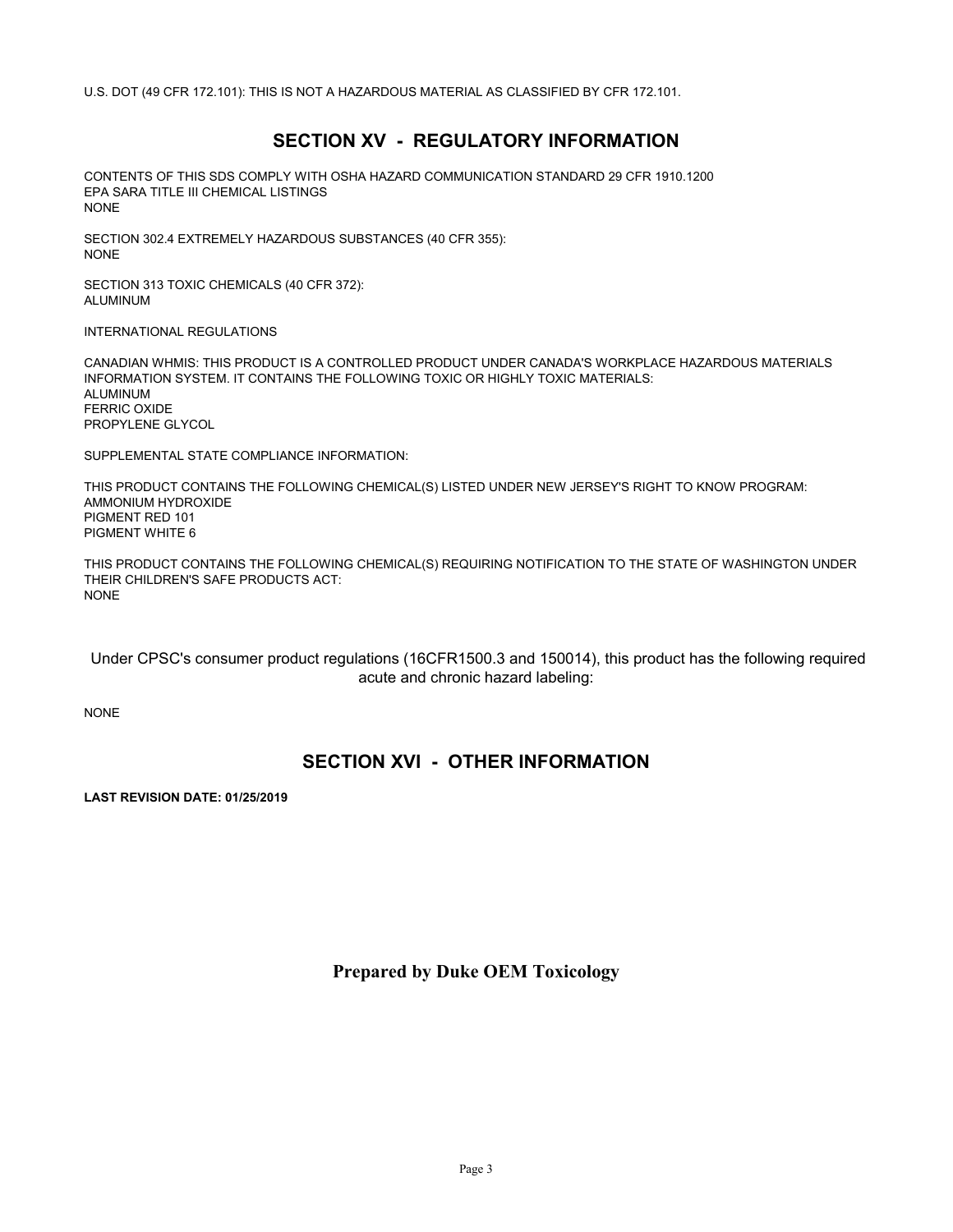U.S. DOT (49 CFR 172.101): THIS IS NOT A HAZARDOUS MATERIAL AS CLASSIFIED BY CFR 172.101.

## SECTION XV - REGULATORY INFORMATION

CONTENTS OF THIS SDS COMPLY WITH OSHA HAZARD COMMUNICATION STANDARD 29 CFR 1910.1200
EPA SARA TITLE III CHEMICAL LISTINGS
NONE

SECTION 302.4 EXTREMELY HAZARDOUS SUBSTANCES (40 CFR 355):
NONE

SECTION 313 TOXIC CHEMICALS (40 CFR 372):
ALUMINUM

INTERNATIONAL REGULATIONS

CANADIAN WHMIS: THIS PRODUCT IS A CONTROLLED PRODUCT UNDER CANADA'S WORKPLACE HAZARDOUS MATERIALS INFORMATION SYSTEM. IT CONTAINS THE FOLLOWING TOXIC OR HIGHLY TOXIC MATERIALS:
ALUMINUM
FERRIC OXIDE
PROPYLENE GLYCOL

SUPPLEMENTAL STATE COMPLIANCE INFORMATION:

THIS PRODUCT CONTAINS THE FOLLOWING CHEMICAL(S) LISTED UNDER NEW JERSEY'S RIGHT TO KNOW PROGRAM:
AMMONIUM HYDROXIDE
PIGMENT RED 101
PIGMENT WHITE 6

THIS PRODUCT CONTAINS THE FOLLOWING CHEMICAL(S) REQUIRING NOTIFICATION TO THE STATE OF WASHINGTON UNDER THEIR CHILDREN'S SAFE PRODUCTS ACT:
NONE

Under CPSC's consumer product regulations (16CFR1500.3 and 150014), this product has the following required acute and chronic hazard labeling:

NONE

## SECTION XVI - OTHER INFORMATION

**LAST REVISION DATE: 01/25/2019**

**Prepared by Duke OEM Toxicology**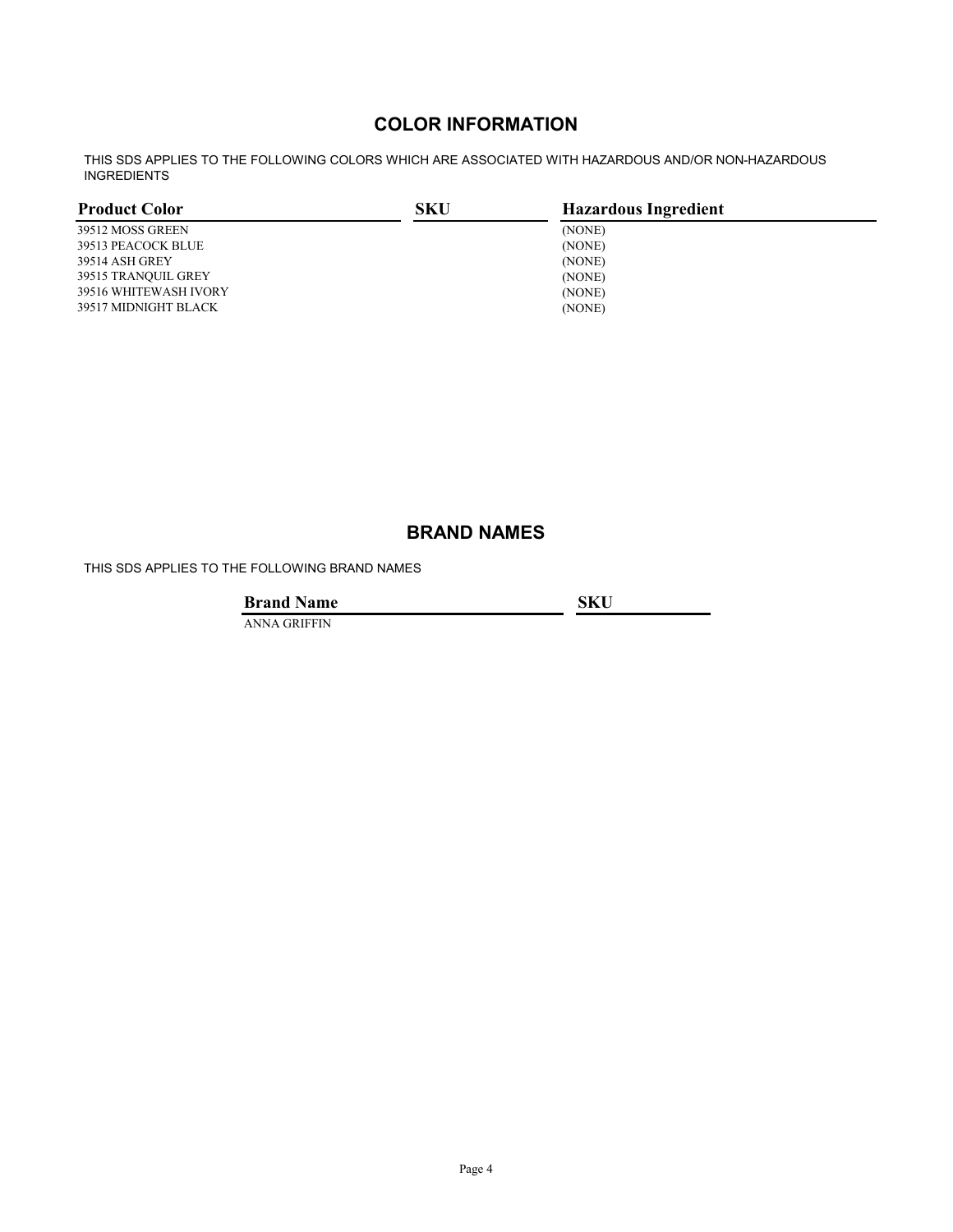## COLOR INFORMATION

THIS SDS APPLIES TO THE FOLLOWING COLORS WHICH ARE ASSOCIATED WITH HAZARDOUS AND/OR NON-HAZARDOUS INGREDIENTS

| Product Color | SKU | Hazardous Ingredient |
| --- | --- | --- |
| 39512 MOSS GREEN | | (NONE) |
| 39513 PEACOCK BLUE | | (NONE) |
| 39514 ASH GREY | | (NONE) |
| 39515 TRANQUIL GREY | | (NONE) |
| 39516 WHITEWASH IVORY | | (NONE) |
| 39517 MIDNIGHT BLACK | | (NONE) |

## BRAND NAMES

THIS SDS APPLIES TO THE FOLLOWING BRAND NAMES

| Brand Name | SKU |
| --- | --- |
| ANNA GRIFFIN | |